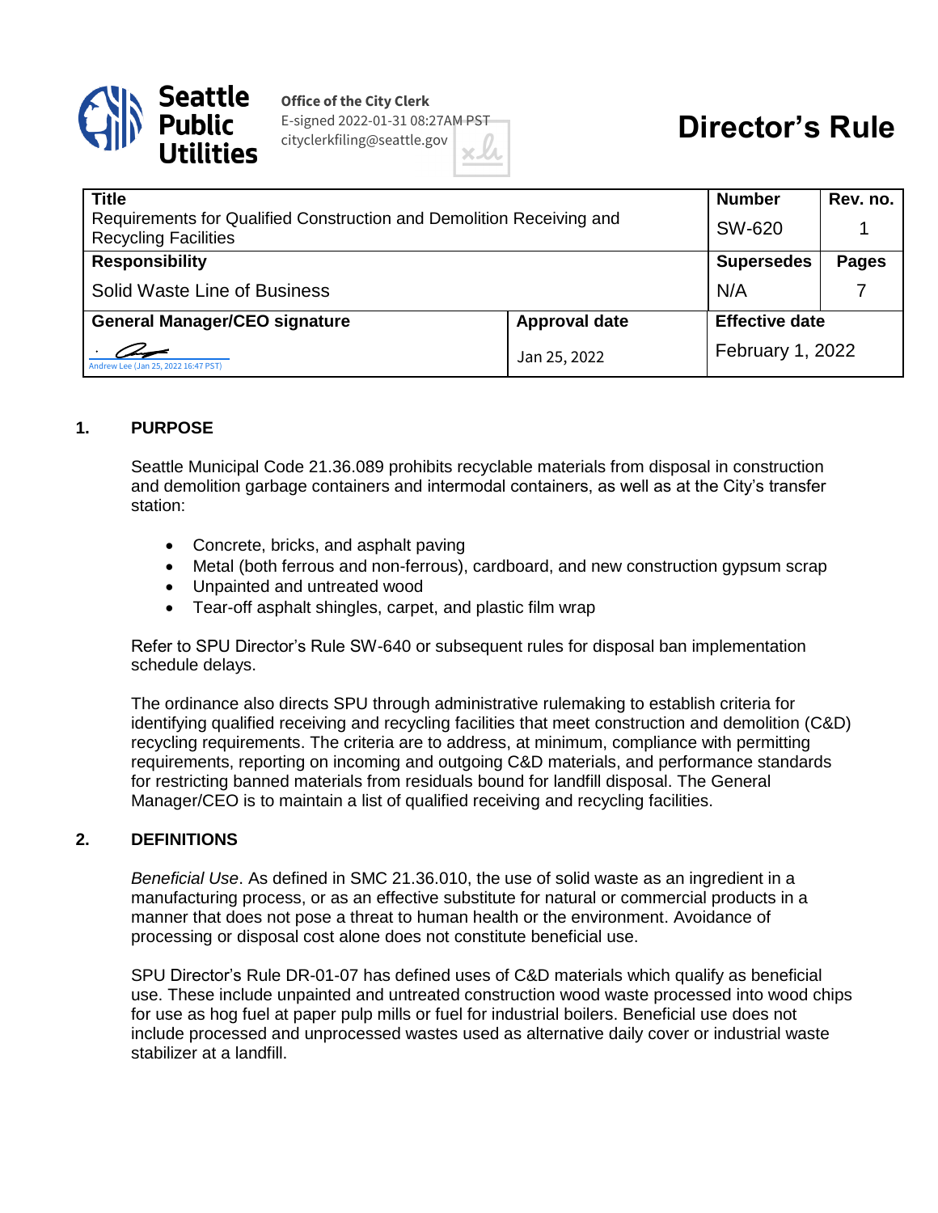Seattle Public Utilities

Office of the City Clerk
E-signed 2022-01-31 08:27AM PST
cityclerkfiling@seattle.gov

# Director's Rule

| Title | | Number | Rev. no. |
|---|---|---|---|
| Requirements for Qualified Construction and Demolition Receiving and Recycling Facilities | | SW-620 | 1 |
| **Responsibility** | | **Supersedes** | **Pages** |
| Solid Waste Line of Business | | N/A | 7 |
| **General Manager/CEO signature** | **Approval date** | **Effective date** | |
| Andrew Lee (Jan 25, 2022 16:47 PST) | Jan 25, 2022 | February 1, 2022 | |

## 1. PURPOSE

Seattle Municipal Code 21.36.089 prohibits recyclable materials from disposal in construction and demolition garbage containers and intermodal containers, as well as at the City's transfer station:

- Concrete, bricks, and asphalt paving
- Metal (both ferrous and non-ferrous), cardboard, and new construction gypsum scrap
- Unpainted and untreated wood
- Tear-off asphalt shingles, carpet, and plastic film wrap

Refer to SPU Director's Rule SW-640 or subsequent rules for disposal ban implementation schedule delays.

The ordinance also directs SPU through administrative rulemaking to establish criteria for identifying qualified receiving and recycling facilities that meet construction and demolition (C&D) recycling requirements. The criteria are to address, at minimum, compliance with permitting requirements, reporting on incoming and outgoing C&D materials, and performance standards for restricting banned materials from residuals bound for landfill disposal. The General Manager/CEO is to maintain a list of qualified receiving and recycling facilities.

## 2. DEFINITIONS

*Beneficial Use*. As defined in SMC 21.36.010, the use of solid waste as an ingredient in a manufacturing process, or as an effective substitute for natural or commercial products in a manner that does not pose a threat to human health or the environment. Avoidance of processing or disposal cost alone does not constitute beneficial use.

SPU Director's Rule DR-01-07 has defined uses of C&D materials which qualify as beneficial use. These include unpainted and untreated construction wood waste processed into wood chips for use as hog fuel at paper pulp mills or fuel for industrial boilers. Beneficial use does not include processed and unprocessed wastes used as alternative daily cover or industrial waste stabilizer at a landfill.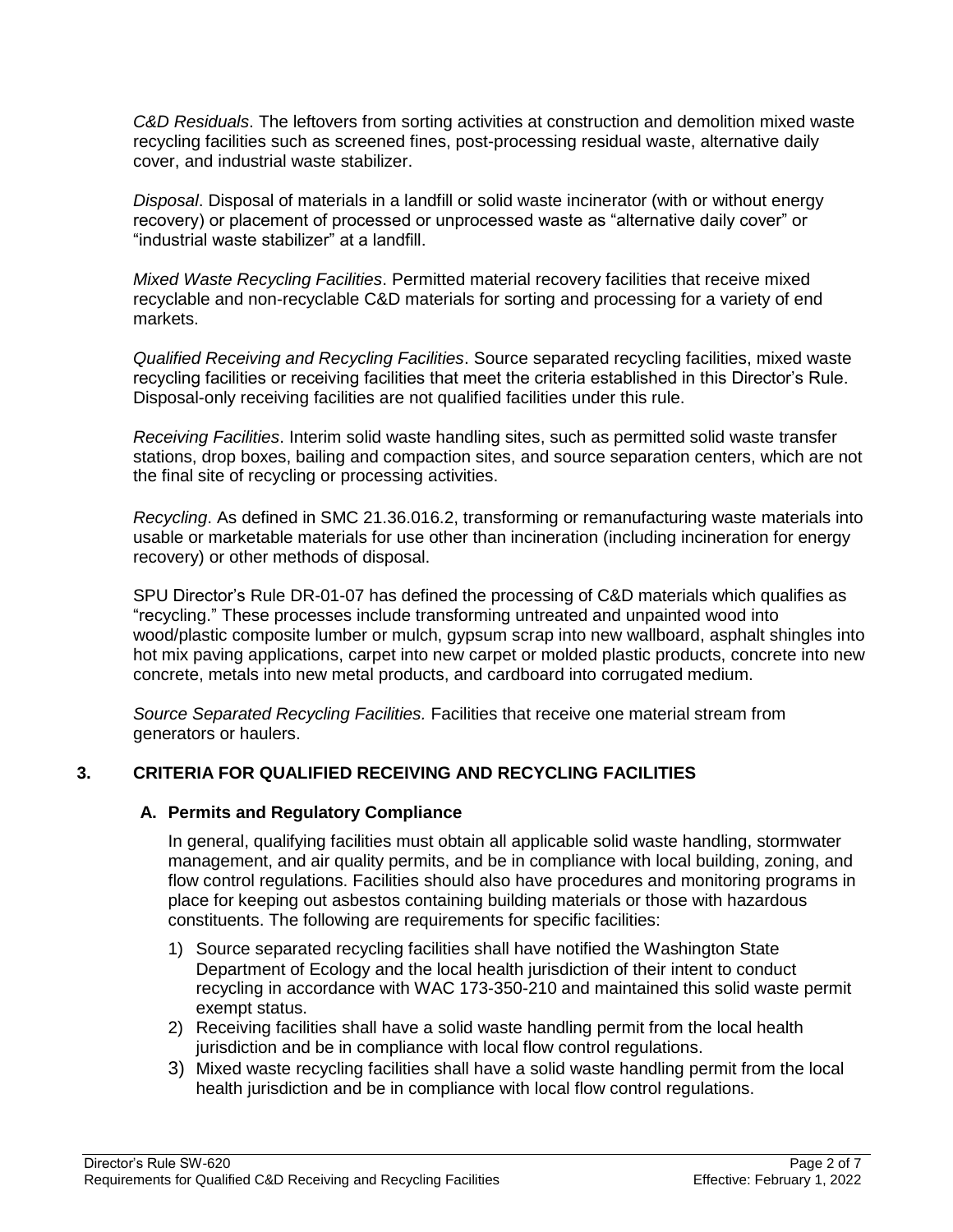*C&D Residuals*. The leftovers from sorting activities at construction and demolition mixed waste recycling facilities such as screened fines, post-processing residual waste, alternative daily cover, and industrial waste stabilizer.

*Disposal*. Disposal of materials in a landfill or solid waste incinerator (with or without energy recovery) or placement of processed or unprocessed waste as "alternative daily cover" or "industrial waste stabilizer" at a landfill.

*Mixed Waste Recycling Facilities*. Permitted material recovery facilities that receive mixed recyclable and non-recyclable C&D materials for sorting and processing for a variety of end markets.

*Qualified Receiving and Recycling Facilities*. Source separated recycling facilities, mixed waste recycling facilities or receiving facilities that meet the criteria established in this Director's Rule. Disposal-only receiving facilities are not qualified facilities under this rule.

*Receiving Facilities*. Interim solid waste handling sites, such as permitted solid waste transfer stations, drop boxes, bailing and compaction sites, and source separation centers, which are not the final site of recycling or processing activities.

*Recycling*. As defined in SMC 21.36.016.2, transforming or remanufacturing waste materials into usable or marketable materials for use other than incineration (including incineration for energy recovery) or other methods of disposal.

SPU Director's Rule DR-01-07 has defined the processing of C&D materials which qualifies as "recycling." These processes include transforming untreated and unpainted wood into wood/plastic composite lumber or mulch, gypsum scrap into new wallboard, asphalt shingles into hot mix paving applications, carpet into new carpet or molded plastic products, concrete into new concrete, metals into new metal products, and cardboard into corrugated medium.

*Source Separated Recycling Facilities.* Facilities that receive one material stream from generators or haulers.

## 3. CRITERIA FOR QUALIFIED RECEIVING AND RECYCLING FACILITIES

### A. Permits and Regulatory Compliance

In general, qualifying facilities must obtain all applicable solid waste handling, stormwater management, and air quality permits, and be in compliance with local building, zoning, and flow control regulations. Facilities should also have procedures and monitoring programs in place for keeping out asbestos containing building materials or those with hazardous constituents. The following are requirements for specific facilities:

1) Source separated recycling facilities shall have notified the Washington State Department of Ecology and the local health jurisdiction of their intent to conduct recycling in accordance with WAC 173-350-210 and maintained this solid waste permit exempt status.
2) Receiving facilities shall have a solid waste handling permit from the local health jurisdiction and be in compliance with local flow control regulations.
3) Mixed waste recycling facilities shall have a solid waste handling permit from the local health jurisdiction and be in compliance with local flow control regulations.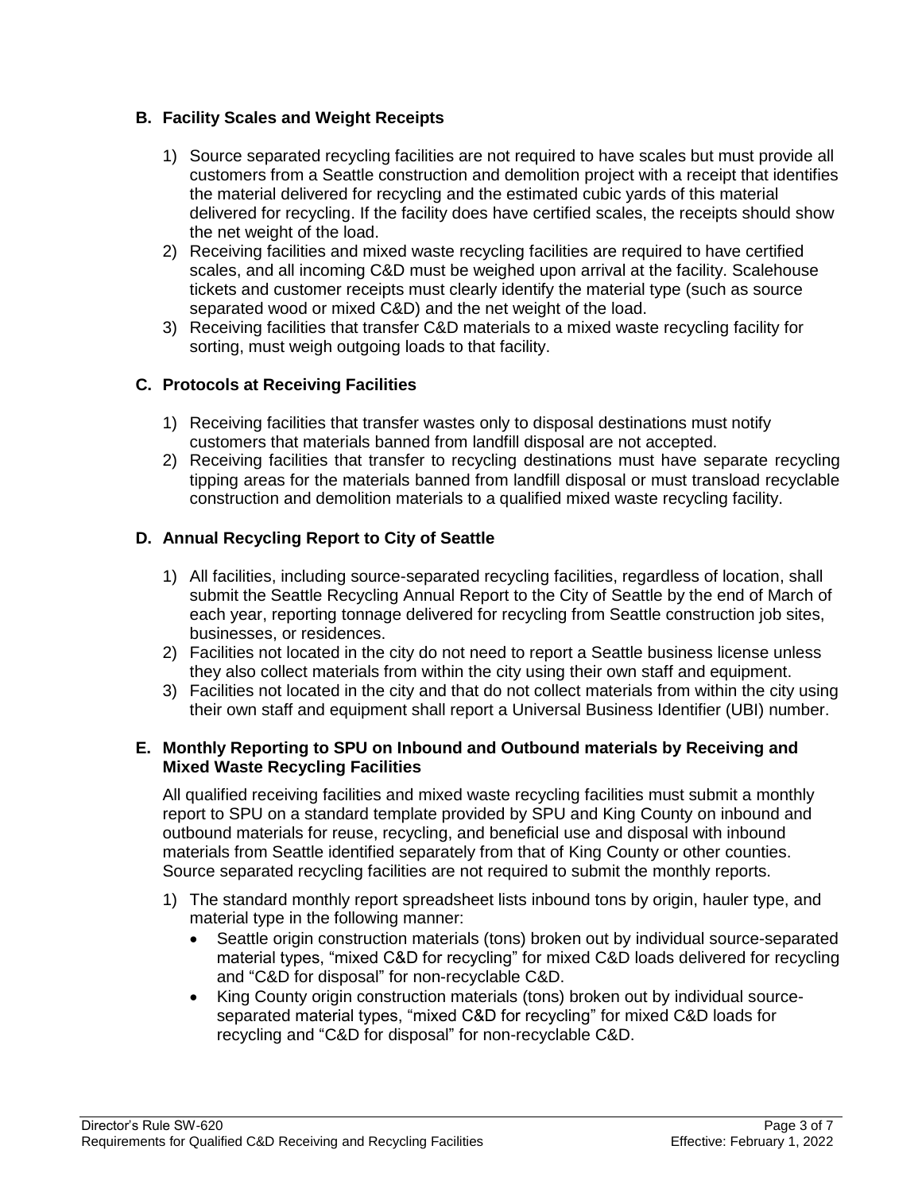### B. Facility Scales and Weight Receipts

1) Source separated recycling facilities are not required to have scales but must provide all customers from a Seattle construction and demolition project with a receipt that identifies the material delivered for recycling and the estimated cubic yards of this material delivered for recycling. If the facility does have certified scales, the receipts should show the net weight of the load.
2) Receiving facilities and mixed waste recycling facilities are required to have certified scales, and all incoming C&D must be weighed upon arrival at the facility. Scalehouse tickets and customer receipts must clearly identify the material type (such as source separated wood or mixed C&D) and the net weight of the load.
3) Receiving facilities that transfer C&D materials to a mixed waste recycling facility for sorting, must weigh outgoing loads to that facility.

### C. Protocols at Receiving Facilities

1) Receiving facilities that transfer wastes only to disposal destinations must notify customers that materials banned from landfill disposal are not accepted.
2) Receiving facilities that transfer to recycling destinations must have separate recycling tipping areas for the materials banned from landfill disposal or must transload recyclable construction and demolition materials to a qualified mixed waste recycling facility.

### D. Annual Recycling Report to City of Seattle

1) All facilities, including source-separated recycling facilities, regardless of location, shall submit the Seattle Recycling Annual Report to the City of Seattle by the end of March of each year, reporting tonnage delivered for recycling from Seattle construction job sites, businesses, or residences.
2) Facilities not located in the city do not need to report a Seattle business license unless they also collect materials from within the city using their own staff and equipment.
3) Facilities not located in the city and that do not collect materials from within the city using their own staff and equipment shall report a Universal Business Identifier (UBI) number.

### E. Monthly Reporting to SPU on Inbound and Outbound materials by Receiving and Mixed Waste Recycling Facilities

All qualified receiving facilities and mixed waste recycling facilities must submit a monthly report to SPU on a standard template provided by SPU and King County on inbound and outbound materials for reuse, recycling, and beneficial use and disposal with inbound materials from Seattle identified separately from that of King County or other counties. Source separated recycling facilities are not required to submit the monthly reports.

1) The standard monthly report spreadsheet lists inbound tons by origin, hauler type, and material type in the following manner:
   - Seattle origin construction materials (tons) broken out by individual source-separated material types, "mixed C&D for recycling" for mixed C&D loads delivered for recycling and "C&D for disposal" for non-recyclable C&D.
   - King County origin construction materials (tons) broken out by individual source-separated material types, "mixed C&D for recycling" for mixed C&D loads for recycling and "C&D for disposal" for non-recyclable C&D.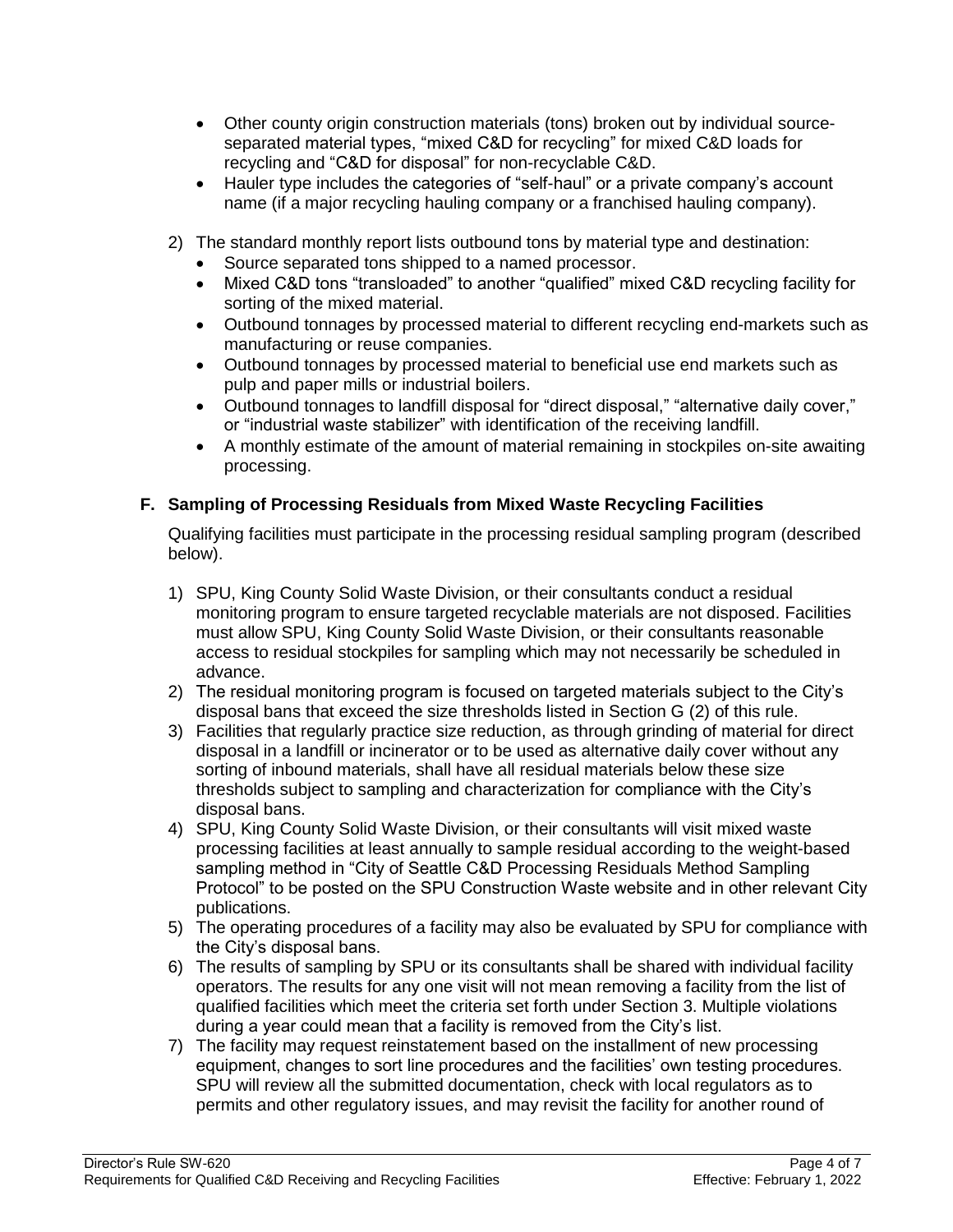- Other county origin construction materials (tons) broken out by individual source-separated material types, "mixed C&D for recycling" for mixed C&D loads for recycling and "C&D for disposal" for non-recyclable C&D.
- Hauler type includes the categories of "self-haul" or a private company's account name (if a major recycling hauling company or a franchised hauling company).

2) The standard monthly report lists outbound tons by material type and destination:
   - Source separated tons shipped to a named processor.
   - Mixed C&D tons "transloaded" to another "qualified" mixed C&D recycling facility for sorting of the mixed material.
   - Outbound tonnages by processed material to different recycling end-markets such as manufacturing or reuse companies.
   - Outbound tonnages by processed material to beneficial use end markets such as pulp and paper mills or industrial boilers.
   - Outbound tonnages to landfill disposal for "direct disposal," "alternative daily cover," or "industrial waste stabilizer" with identification of the receiving landfill.
   - A monthly estimate of the amount of material remaining in stockpiles on-site awaiting processing.

### F. Sampling of Processing Residuals from Mixed Waste Recycling Facilities

Qualifying facilities must participate in the processing residual sampling program (described below).

1) SPU, King County Solid Waste Division, or their consultants conduct a residual monitoring program to ensure targeted recyclable materials are not disposed. Facilities must allow SPU, King County Solid Waste Division, or their consultants reasonable access to residual stockpiles for sampling which may not necessarily be scheduled in advance.
2) The residual monitoring program is focused on targeted materials subject to the City's disposal bans that exceed the size thresholds listed in Section G (2) of this rule.
3) Facilities that regularly practice size reduction, as through grinding of material for direct disposal in a landfill or incinerator or to be used as alternative daily cover without any sorting of inbound materials, shall have all residual materials below these size thresholds subject to sampling and characterization for compliance with the City's disposal bans.
4) SPU, King County Solid Waste Division, or their consultants will visit mixed waste processing facilities at least annually to sample residual according to the weight-based sampling method in "City of Seattle C&D Processing Residuals Method Sampling Protocol" to be posted on the SPU Construction Waste website and in other relevant City publications.
5) The operating procedures of a facility may also be evaluated by SPU for compliance with the City's disposal bans.
6) The results of sampling by SPU or its consultants shall be shared with individual facility operators. The results for any one visit will not mean removing a facility from the list of qualified facilities which meet the criteria set forth under Section 3. Multiple violations during a year could mean that a facility is removed from the City's list.
7) The facility may request reinstatement based on the installment of new processing equipment, changes to sort line procedures and the facilities' own testing procedures. SPU will review all the submitted documentation, check with local regulators as to permits and other regulatory issues, and may revisit the facility for another round of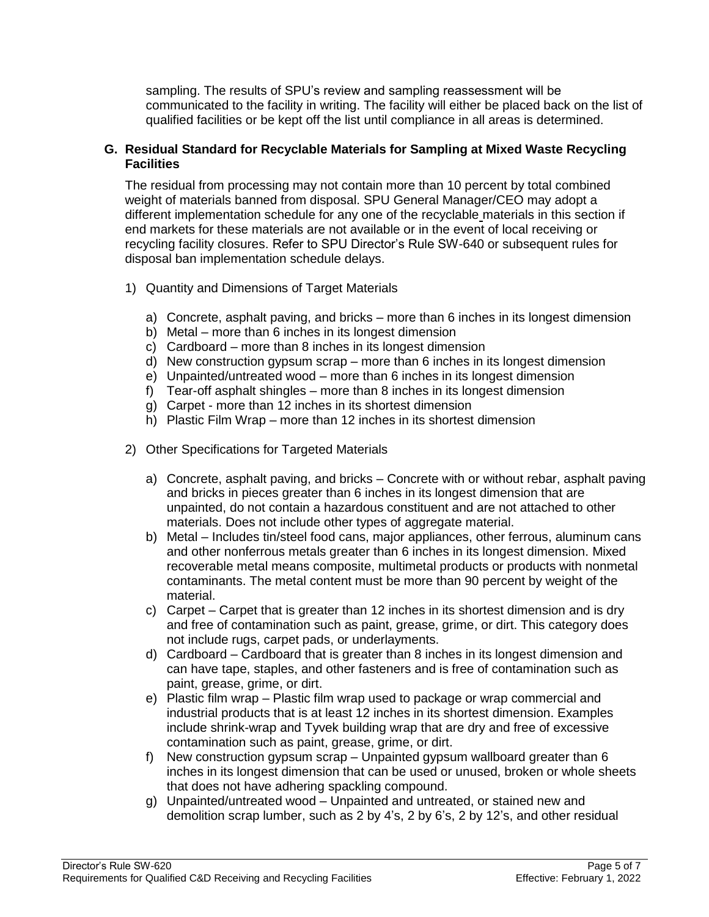sampling. The results of SPU's review and sampling reassessment will be communicated to the facility in writing. The facility will either be placed back on the list of qualified facilities or be kept off the list until compliance in all areas is determined.

### G. Residual Standard for Recyclable Materials for Sampling at Mixed Waste Recycling Facilities

The residual from processing may not contain more than 10 percent by total combined weight of materials banned from disposal. SPU General Manager/CEO may adopt a different implementation schedule for any one of the recyclable materials in this section if end markets for these materials are not available or in the event of local receiving or recycling facility closures. Refer to SPU Director's Rule SW-640 or subsequent rules for disposal ban implementation schedule delays.

1) Quantity and Dimensions of Target Materials

   a) Concrete, asphalt paving, and bricks – more than 6 inches in its longest dimension
   b) Metal – more than 6 inches in its longest dimension
   c) Cardboard – more than 8 inches in its longest dimension
   d) New construction gypsum scrap – more than 6 inches in its longest dimension
   e) Unpainted/untreated wood – more than 6 inches in its longest dimension
   f) Tear-off asphalt shingles – more than 8 inches in its longest dimension
   g) Carpet - more than 12 inches in its shortest dimension
   h) Plastic Film Wrap – more than 12 inches in its shortest dimension

2) Other Specifications for Targeted Materials

   a) Concrete, asphalt paving, and bricks – Concrete with or without rebar, asphalt paving and bricks in pieces greater than 6 inches in its longest dimension that are unpainted, do not contain a hazardous constituent and are not attached to other materials. Does not include other types of aggregate material.
   b) Metal – Includes tin/steel food cans, major appliances, other ferrous, aluminum cans and other nonferrous metals greater than 6 inches in its longest dimension. Mixed recoverable metal means composite, multimetal products or products with nonmetal contaminants. The metal content must be more than 90 percent by weight of the material.
   c) Carpet – Carpet that is greater than 12 inches in its shortest dimension and is dry and free of contamination such as paint, grease, grime, or dirt. This category does not include rugs, carpet pads, or underlayments.
   d) Cardboard – Cardboard that is greater than 8 inches in its longest dimension and can have tape, staples, and other fasteners and is free of contamination such as paint, grease, grime, or dirt.
   e) Plastic film wrap – Plastic film wrap used to package or wrap commercial and industrial products that is at least 12 inches in its shortest dimension. Examples include shrink-wrap and Tyvek building wrap that are dry and free of excessive contamination such as paint, grease, grime, or dirt.
   f) New construction gypsum scrap – Unpainted gypsum wallboard greater than 6 inches in its longest dimension that can be used or unused, broken or whole sheets that does not have adhering spackling compound.
   g) Unpainted/untreated wood – Unpainted and untreated, or stained new and demolition scrap lumber, such as 2 by 4's, 2 by 6's, 2 by 12's, and other residual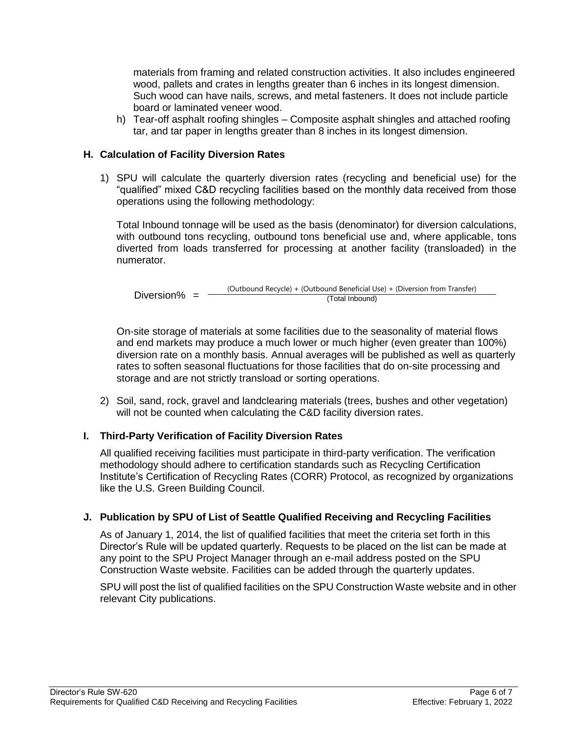materials from framing and related construction activities. It also includes engineered wood, pallets and crates in lengths greater than 6 inches in its longest dimension. Such wood can have nails, screws, and metal fasteners. It does not include particle board or laminated veneer wood.

h) Tear-off asphalt roofing shingles – Composite asphalt shingles and attached roofing tar, and tar paper in lengths greater than 8 inches in its longest dimension.

### H. Calculation of Facility Diversion Rates

1) SPU will calculate the quarterly diversion rates (recycling and beneficial use) for the "qualified" mixed C&D recycling facilities based on the monthly data received from those operations using the following methodology:

   Total Inbound tonnage will be used as the basis (denominator) for diversion calculations, with outbound tons recycling, outbound tons beneficial use and, where applicable, tons diverted from loads transferred for processing at another facility (transloaded) in the numerator.

$$\text{Diversion\%} = \frac{(\text{Outbound Recycle}) + (\text{Outbound Beneficial Use}) + (\text{Diversion from Transfer})}{(\text{Total Inbound})}$$

   On-site storage of materials at some facilities due to the seasonality of material flows and end markets may produce a much lower or much higher (even greater than 100%) diversion rate on a monthly basis. Annual averages will be published as well as quarterly rates to soften seasonal fluctuations for those facilities that do on-site processing and storage and are not strictly transload or sorting operations.

2) Soil, sand, rock, gravel and landclearing materials (trees, bushes and other vegetation) will not be counted when calculating the C&D facility diversion rates.

### I. Third-Party Verification of Facility Diversion Rates

All qualified receiving facilities must participate in third-party verification. The verification methodology should adhere to certification standards such as Recycling Certification Institute's Certification of Recycling Rates (CORR) Protocol, as recognized by organizations like the U.S. Green Building Council.

### J. Publication by SPU of List of Seattle Qualified Receiving and Recycling Facilities

As of January 1, 2014, the list of qualified facilities that meet the criteria set forth in this Director's Rule will be updated quarterly. Requests to be placed on the list can be made at any point to the SPU Project Manager through an e-mail address posted on the SPU Construction Waste website. Facilities can be added through the quarterly updates.

SPU will post the list of qualified facilities on the SPU Construction Waste website and in other relevant City publications.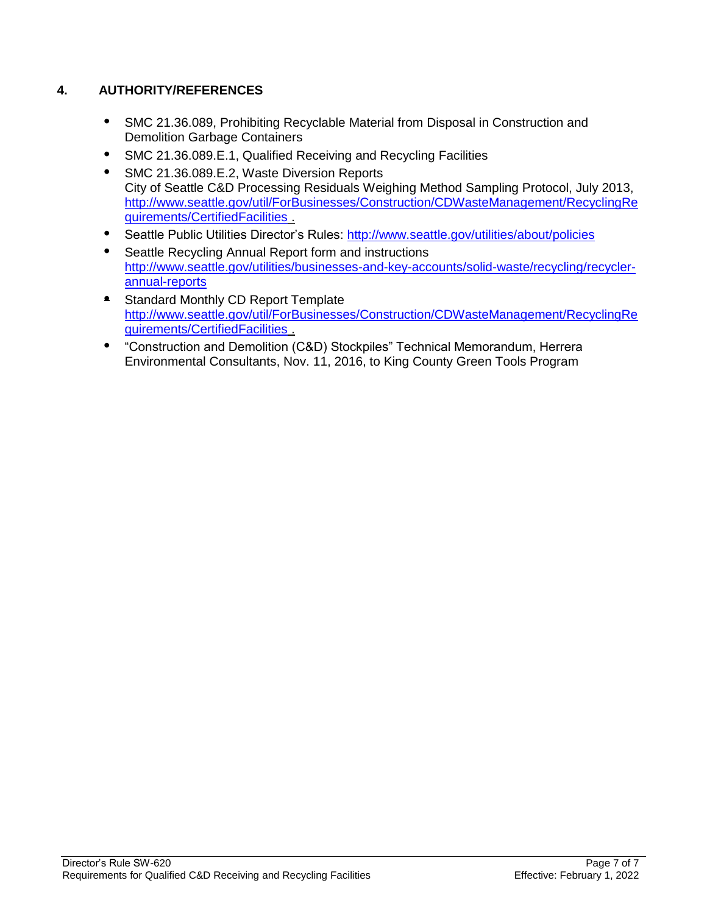## 4. AUTHORITY/REFERENCES

- SMC 21.36.089, Prohibiting Recyclable Material from Disposal in Construction and Demolition Garbage Containers
- SMC 21.36.089.E.1, Qualified Receiving and Recycling Facilities
- SMC 21.36.089.E.2, Waste Diversion Reports
  City of Seattle C&D Processing Residuals Weighing Method Sampling Protocol, July 2013, http://www.seattle.gov/util/ForBusinesses/Construction/CDWasteManagement/RecyclingRequirements/CertifiedFacilities .
- Seattle Public Utilities Director's Rules: http://www.seattle.gov/utilities/about/policies
- Seattle Recycling Annual Report form and instructions
  http://www.seattle.gov/utilities/businesses-and-key-accounts/solid-waste/recycling/recycler-annual-reports
- Standard Monthly CD Report Template
  http://www.seattle.gov/util/ForBusinesses/Construction/CDWasteManagement/RecyclingRequirements/CertifiedFacilities .
- "Construction and Demolition (C&D) Stockpiles" Technical Memorandum, Herrera Environmental Consultants, Nov. 11, 2016, to King County Green Tools Program